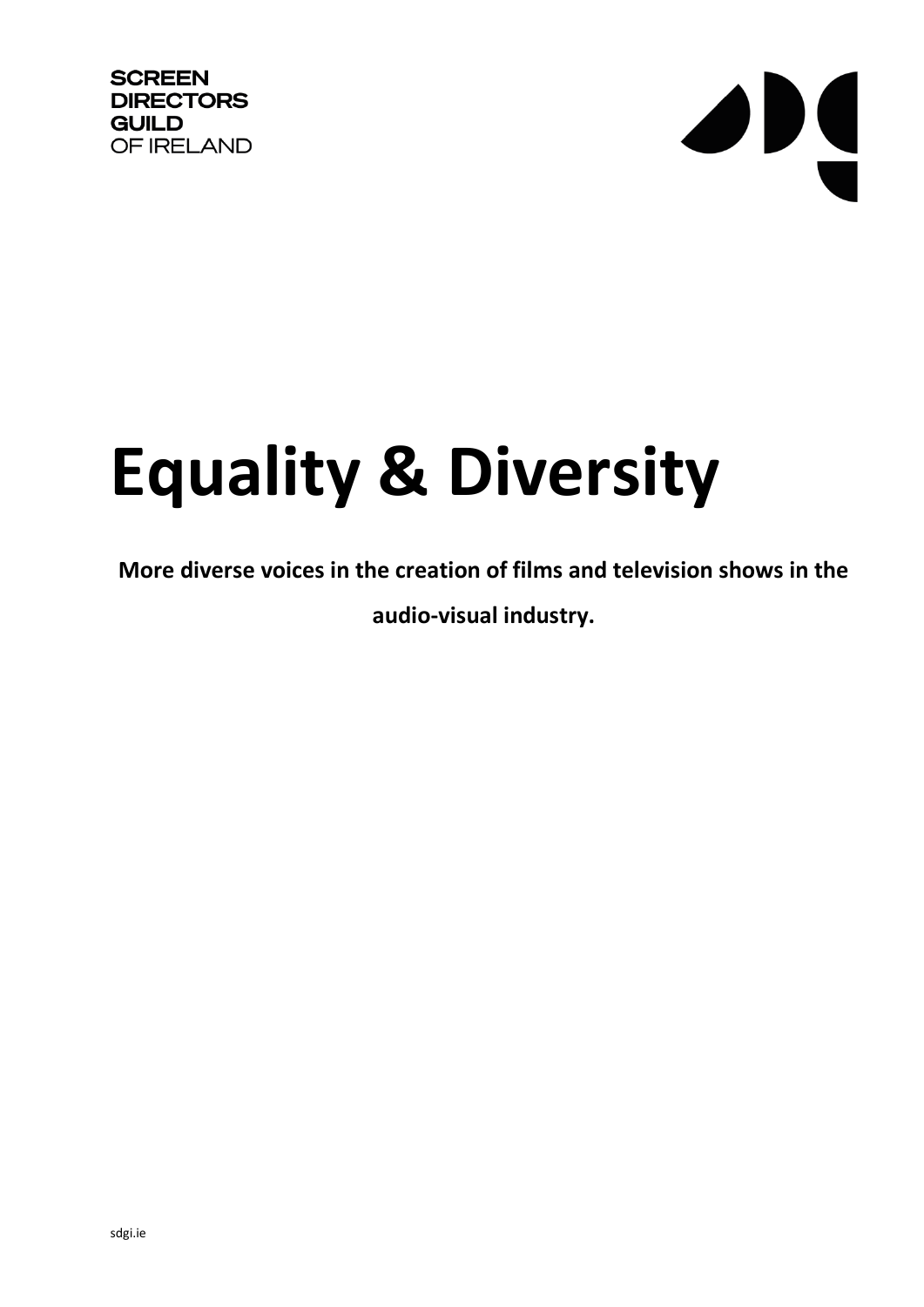SCREEN
DIRECTORS
GUILD
OF IRELAND

# Equality & Diversity

**More diverse voices in the creation of films and television shows in the audio-visual industry.**

sdgi.ie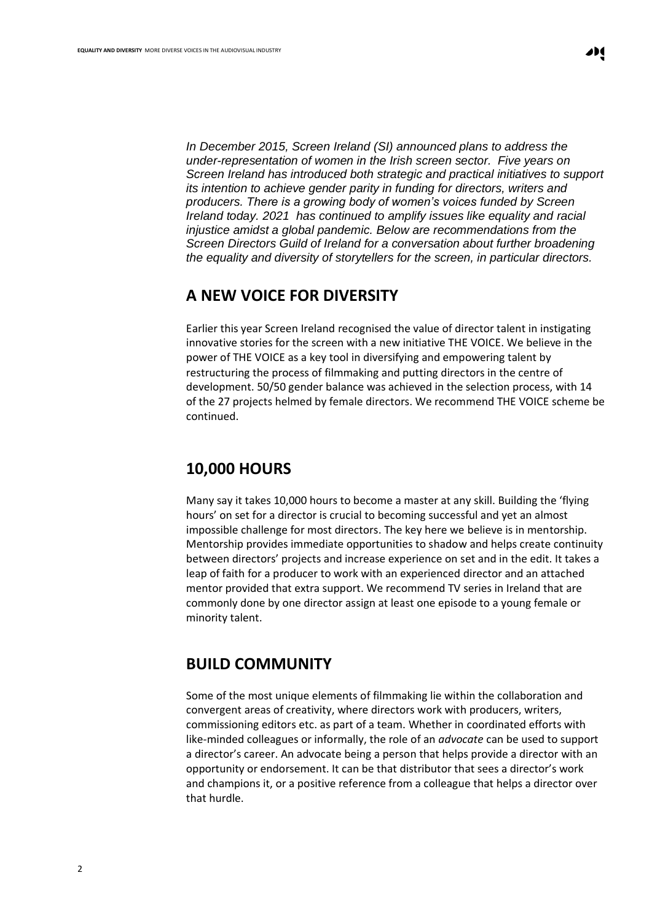*In December 2015, Screen Ireland (SI) announced plans to address the under-representation of women in the Irish screen sector. Five years on Screen Ireland has introduced both strategic and practical initiatives to support its intention to achieve gender parity in funding for directors, writers and producers. There is a growing body of women's voices funded by Screen Ireland today. 2021 has continued to amplify issues like equality and racial injustice amidst a global pandemic. Below are recommendations from the Screen Directors Guild of Ireland for a conversation about further broadening the equality and diversity of storytellers for the screen, in particular directors.*

## A NEW VOICE FOR DIVERSITY

Earlier this year Screen Ireland recognised the value of director talent in instigating innovative stories for the screen with a new initiative THE VOICE. We believe in the power of THE VOICE as a key tool in diversifying and empowering talent by restructuring the process of filmmaking and putting directors in the centre of development. 50/50 gender balance was achieved in the selection process, with 14 of the 27 projects helmed by female directors. We recommend THE VOICE scheme be continued.

## 10,000 HOURS

Many say it takes 10,000 hours to become a master at any skill. Building the 'flying hours' on set for a director is crucial to becoming successful and yet an almost impossible challenge for most directors. The key here we believe is in mentorship. Mentorship provides immediate opportunities to shadow and helps create continuity between directors' projects and increase experience on set and in the edit. It takes a leap of faith for a producer to work with an experienced director and an attached mentor provided that extra support. We recommend TV series in Ireland that are commonly done by one director assign at least one episode to a young female or minority talent.

## BUILD COMMUNITY

Some of the most unique elements of filmmaking lie within the collaboration and convergent areas of creativity, where directors work with producers, writers, commissioning editors etc. as part of a team. Whether in coordinated efforts with like-minded colleagues or informally, the role of an *advocate* can be used to support a director's career. An advocate being a person that helps provide a director with an opportunity or endorsement. It can be that distributor that sees a director's work and champions it, or a positive reference from a colleague that helps a director over that hurdle.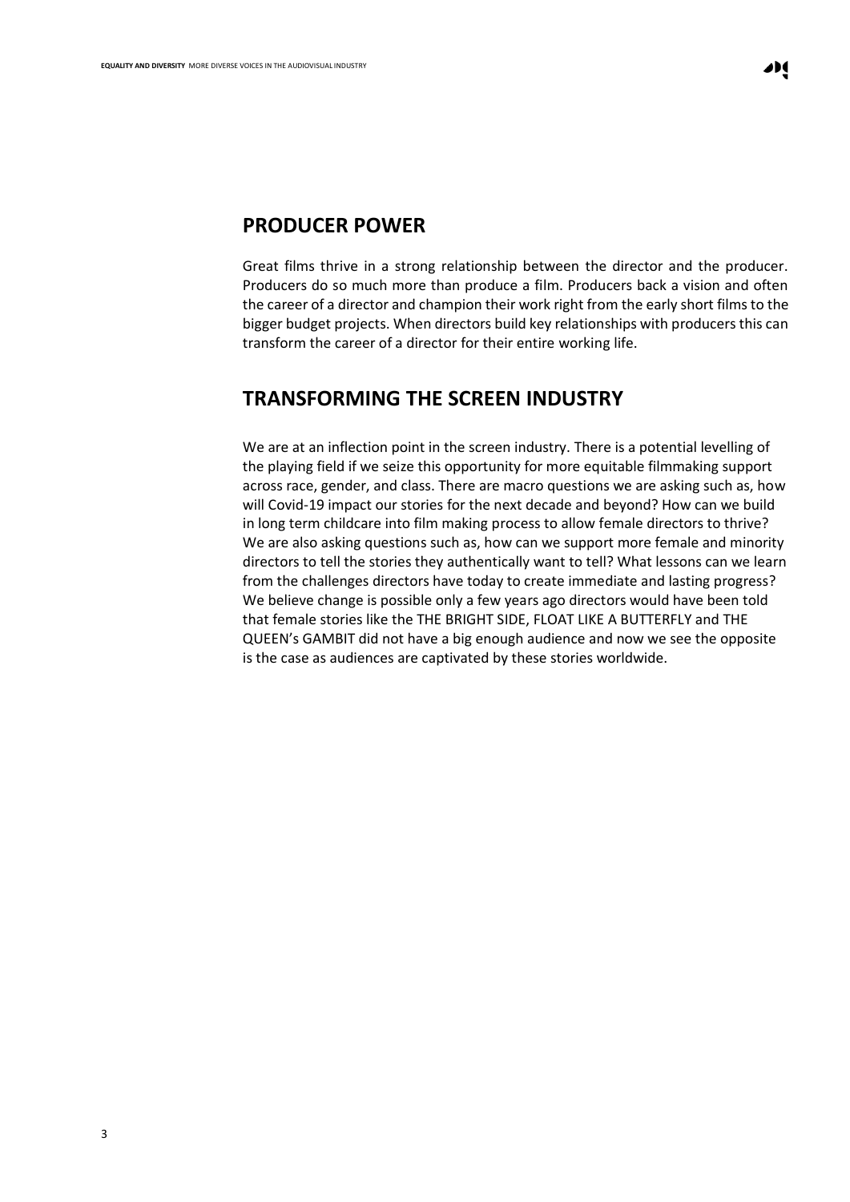## PRODUCER POWER

Great films thrive in a strong relationship between the director and the producer. Producers do so much more than produce a film. Producers back a vision and often the career of a director and champion their work right from the early short films to the bigger budget projects. When directors build key relationships with producers this can transform the career of a director for their entire working life.

## TRANSFORMING THE SCREEN INDUSTRY

We are at an inflection point in the screen industry. There is a potential levelling of the playing field if we seize this opportunity for more equitable filmmaking support across race, gender, and class. There are macro questions we are asking such as, how will Covid-19 impact our stories for the next decade and beyond? How can we build in long term childcare into film making process to allow female directors to thrive? We are also asking questions such as, how can we support more female and minority directors to tell the stories they authentically want to tell? What lessons can we learn from the challenges directors have today to create immediate and lasting progress? We believe change is possible only a few years ago directors would have been told that female stories like the THE BRIGHT SIDE, FLOAT LIKE A BUTTERFLY and THE QUEEN's GAMBIT did not have a big enough audience and now we see the opposite is the case as audiences are captivated by these stories worldwide.